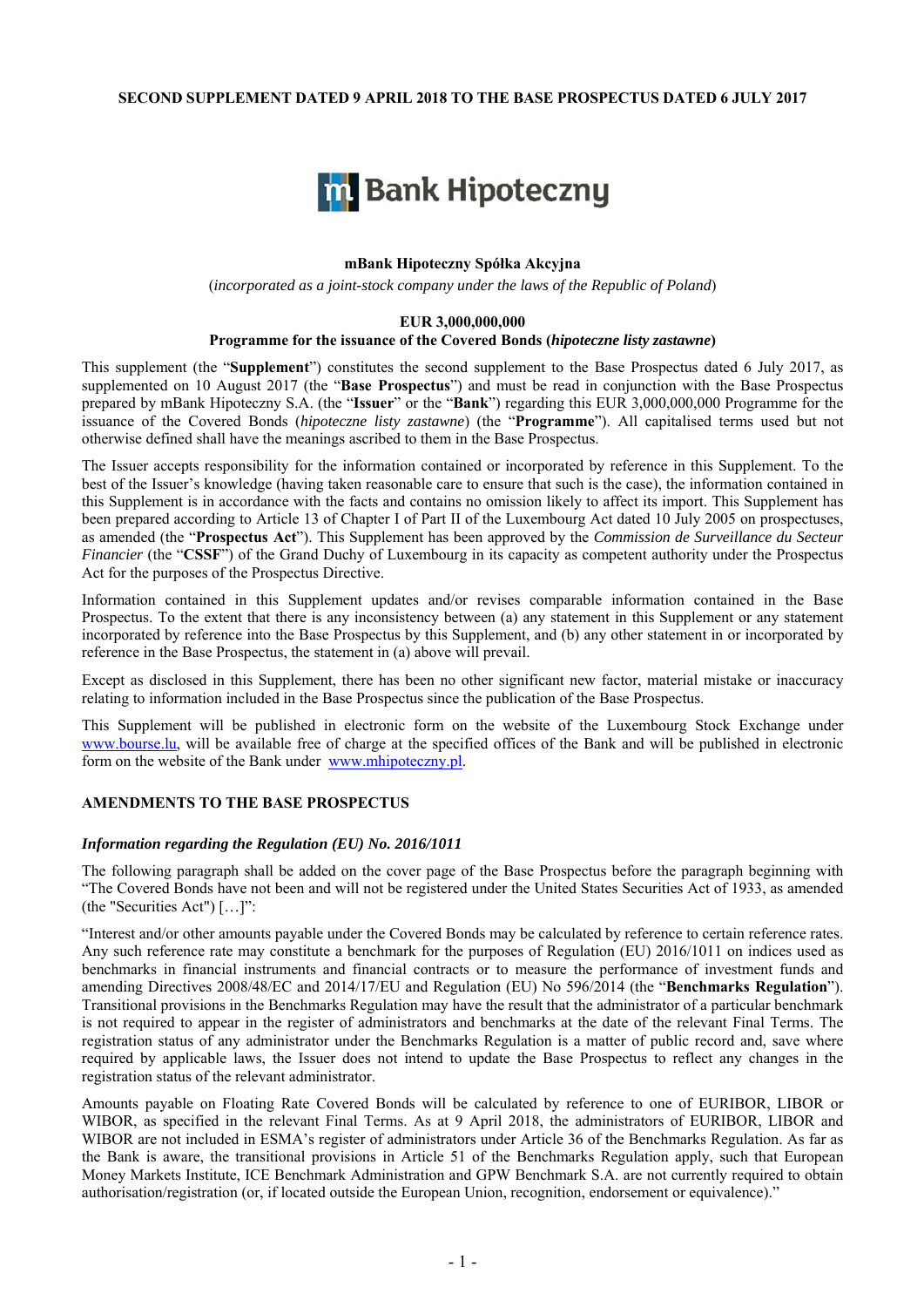**SECOND SUPPLEMENT DATED 9 APRIL 2018 TO THE BASE PROSPECTUS DATED 6 JULY 2017**

**mBank Hipoteczny Spółka Akcyjna**

(*incorporated as a joint-stock company under the laws of the Republic of Poland*)

**EUR 3,000,000,000**
**Programme for the issuance of the Covered Bonds (*hipoteczne listy zastawne*)**

This supplement (the "**Supplement**") constitutes the second supplement to the Base Prospectus dated 6 July 2017, as supplemented on 10 August 2017 (the "**Base Prospectus**") and must be read in conjunction with the Base Prospectus prepared by mBank Hipoteczny S.A. (the "**Issuer**" or the "**Bank**") regarding this EUR 3,000,000,000 Programme for the issuance of the Covered Bonds (*hipoteczne listy zastawne*) (the "**Programme**"). All capitalised terms used but not otherwise defined shall have the meanings ascribed to them in the Base Prospectus.

The Issuer accepts responsibility for the information contained or incorporated by reference in this Supplement. To the best of the Issuer's knowledge (having taken reasonable care to ensure that such is the case), the information contained in this Supplement is in accordance with the facts and contains no omission likely to affect its import. This Supplement has been prepared according to Article 13 of Chapter I of Part II of the Luxembourg Act dated 10 July 2005 on prospectuses, as amended (the "**Prospectus Act**"). This Supplement has been approved by the *Commission de Surveillance du Secteur Financier* (the "**CSSF**") of the Grand Duchy of Luxembourg in its capacity as competent authority under the Prospectus Act for the purposes of the Prospectus Directive.

Information contained in this Supplement updates and/or revises comparable information contained in the Base Prospectus. To the extent that there is any inconsistency between (a) any statement in this Supplement or any statement incorporated by reference into the Base Prospectus by this Supplement, and (b) any other statement in or incorporated by reference in the Base Prospectus, the statement in (a) above will prevail.

Except as disclosed in this Supplement, there has been no other significant new factor, material mistake or inaccuracy relating to information included in the Base Prospectus since the publication of the Base Prospectus.

This Supplement will be published in electronic form on the website of the Luxembourg Stock Exchange under www.bourse.lu, will be available free of charge at the specified offices of the Bank and will be published in electronic form on the website of the Bank under www.mhipoteczny.pl.

## AMENDMENTS TO THE BASE PROSPECTUS

### *Information regarding the Regulation (EU) No. 2016/1011*

The following paragraph shall be added on the cover page of the Base Prospectus before the paragraph beginning with "The Covered Bonds have not been and will not be registered under the United States Securities Act of 1933, as amended (the "Securities Act") […]":

"Interest and/or other amounts payable under the Covered Bonds may be calculated by reference to certain reference rates. Any such reference rate may constitute a benchmark for the purposes of Regulation (EU) 2016/1011 on indices used as benchmarks in financial instruments and financial contracts or to measure the performance of investment funds and amending Directives 2008/48/EC and 2014/17/EU and Regulation (EU) No 596/2014 (the "**Benchmarks Regulation**"). Transitional provisions in the Benchmarks Regulation may have the result that the administrator of a particular benchmark is not required to appear in the register of administrators and benchmarks at the date of the relevant Final Terms. The registration status of any administrator under the Benchmarks Regulation is a matter of public record and, save where required by applicable laws, the Issuer does not intend to update the Base Prospectus to reflect any changes in the registration status of the relevant administrator.

Amounts payable on Floating Rate Covered Bonds will be calculated by reference to one of EURIBOR, LIBOR or WIBOR, as specified in the relevant Final Terms. As at 9 April 2018, the administrators of EURIBOR, LIBOR and WIBOR are not included in ESMA's register of administrators under Article 36 of the Benchmarks Regulation. As far as the Bank is aware, the transitional provisions in Article 51 of the Benchmarks Regulation apply, such that European Money Markets Institute, ICE Benchmark Administration and GPW Benchmark S.A. are not currently required to obtain authorisation/registration (or, if located outside the European Union, recognition, endorsement or equivalence)."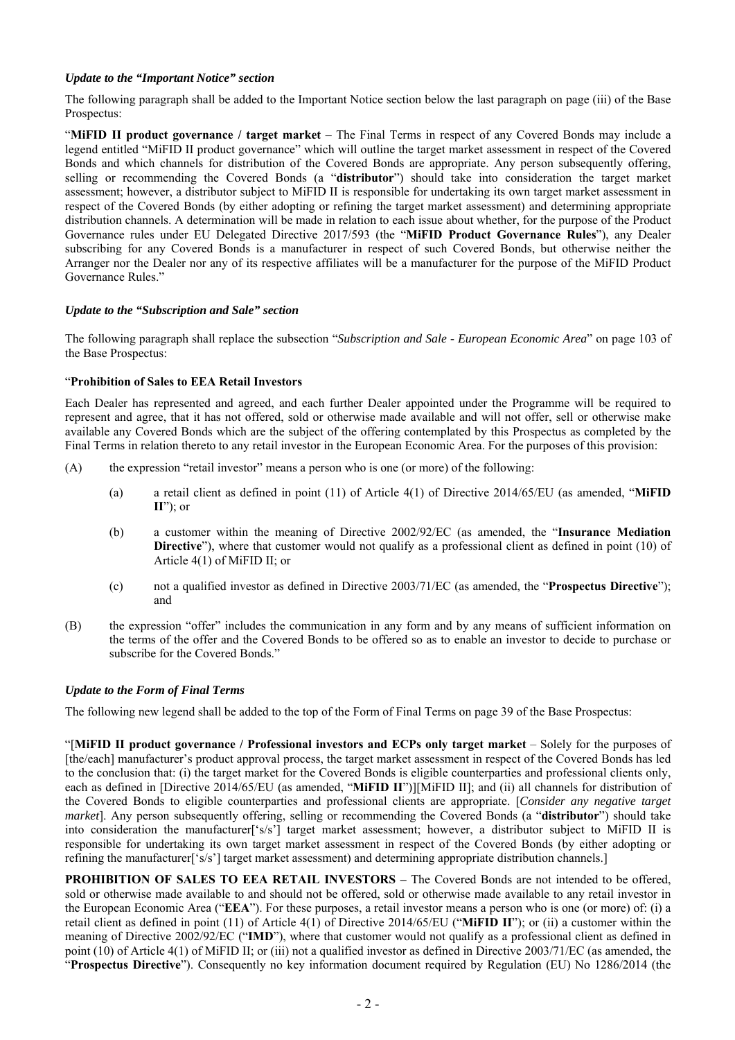***Update to the "Important Notice" section***

The following paragraph shall be added to the Important Notice section below the last paragraph on page (iii) of the Base Prospectus:

"**MiFID II product governance / target market** – The Final Terms in respect of any Covered Bonds may include a legend entitled "MiFID II product governance" which will outline the target market assessment in respect of the Covered Bonds and which channels for distribution of the Covered Bonds are appropriate. Any person subsequently offering, selling or recommending the Covered Bonds (a "**distributor**") should take into consideration the target market assessment; however, a distributor subject to MiFID II is responsible for undertaking its own target market assessment in respect of the Covered Bonds (by either adopting or refining the target market assessment) and determining appropriate distribution channels. A determination will be made in relation to each issue about whether, for the purpose of the Product Governance rules under EU Delegated Directive 2017/593 (the "**MiFID Product Governance Rules**"), any Dealer subscribing for any Covered Bonds is a manufacturer in respect of such Covered Bonds, but otherwise neither the Arranger nor the Dealer nor any of its respective affiliates will be a manufacturer for the purpose of the MiFID Product Governance Rules."

***Update to the "Subscription and Sale" section***

The following paragraph shall replace the subsection "*Subscription and Sale - European Economic Area*" on page 103 of the Base Prospectus:

"**Prohibition of Sales to EEA Retail Investors**

Each Dealer has represented and agreed, and each further Dealer appointed under the Programme will be required to represent and agree, that it has not offered, sold or otherwise made available and will not offer, sell or otherwise make available any Covered Bonds which are the subject of the offering contemplated by this Prospectus as completed by the Final Terms in relation thereto to any retail investor in the European Economic Area. For the purposes of this provision:

(A) the expression "retail investor" means a person who is one (or more) of the following:

  (a) a retail client as defined in point (11) of Article 4(1) of Directive 2014/65/EU (as amended, "**MiFID II**"); or

  (b) a customer within the meaning of Directive 2002/92/EC (as amended, the "**Insurance Mediation Directive**"), where that customer would not qualify as a professional client as defined in point (10) of Article 4(1) of MiFID II; or

  (c) not a qualified investor as defined in Directive 2003/71/EC (as amended, the "**Prospectus Directive**"); and

(B) the expression "offer" includes the communication in any form and by any means of sufficient information on the terms of the offer and the Covered Bonds to be offered so as to enable an investor to decide to purchase or subscribe for the Covered Bonds."

***Update to the Form of Final Terms***

The following new legend shall be added to the top of the Form of Final Terms on page 39 of the Base Prospectus:

"[**MiFID II product governance / Professional investors and ECPs only target market** – Solely for the purposes of [the/each] manufacturer's product approval process, the target market assessment in respect of the Covered Bonds has led to the conclusion that: (i) the target market for the Covered Bonds is eligible counterparties and professional clients only, each as defined in [Directive 2014/65/EU (as amended, "**MiFID II**")][MiFID II]; and (ii) all channels for distribution of the Covered Bonds to eligible counterparties and professional clients are appropriate. [*Consider any negative target market*]. Any person subsequently offering, selling or recommending the Covered Bonds (a "**distributor**") should take into consideration the manufacturer['s/s'] target market assessment; however, a distributor subject to MiFID II is responsible for undertaking its own target market assessment in respect of the Covered Bonds (by either adopting or refining the manufacturer['s/s'] target market assessment) and determining appropriate distribution channels.]

**PROHIBITION OF SALES TO EEA RETAIL INVESTORS –** The Covered Bonds are not intended to be offered, sold or otherwise made available to and should not be offered, sold or otherwise made available to any retail investor in the European Economic Area ("**EEA**"). For these purposes, a retail investor means a person who is one (or more) of: (i) a retail client as defined in point (11) of Article 4(1) of Directive 2014/65/EU ("**MiFID II**"); or (ii) a customer within the meaning of Directive 2002/92/EC ("**IMD**"), where that customer would not qualify as a professional client as defined in point (10) of Article 4(1) of MiFID II; or (iii) not a qualified investor as defined in Directive 2003/71/EC (as amended, the "**Prospectus Directive**"). Consequently no key information document required by Regulation (EU) No 1286/2014 (the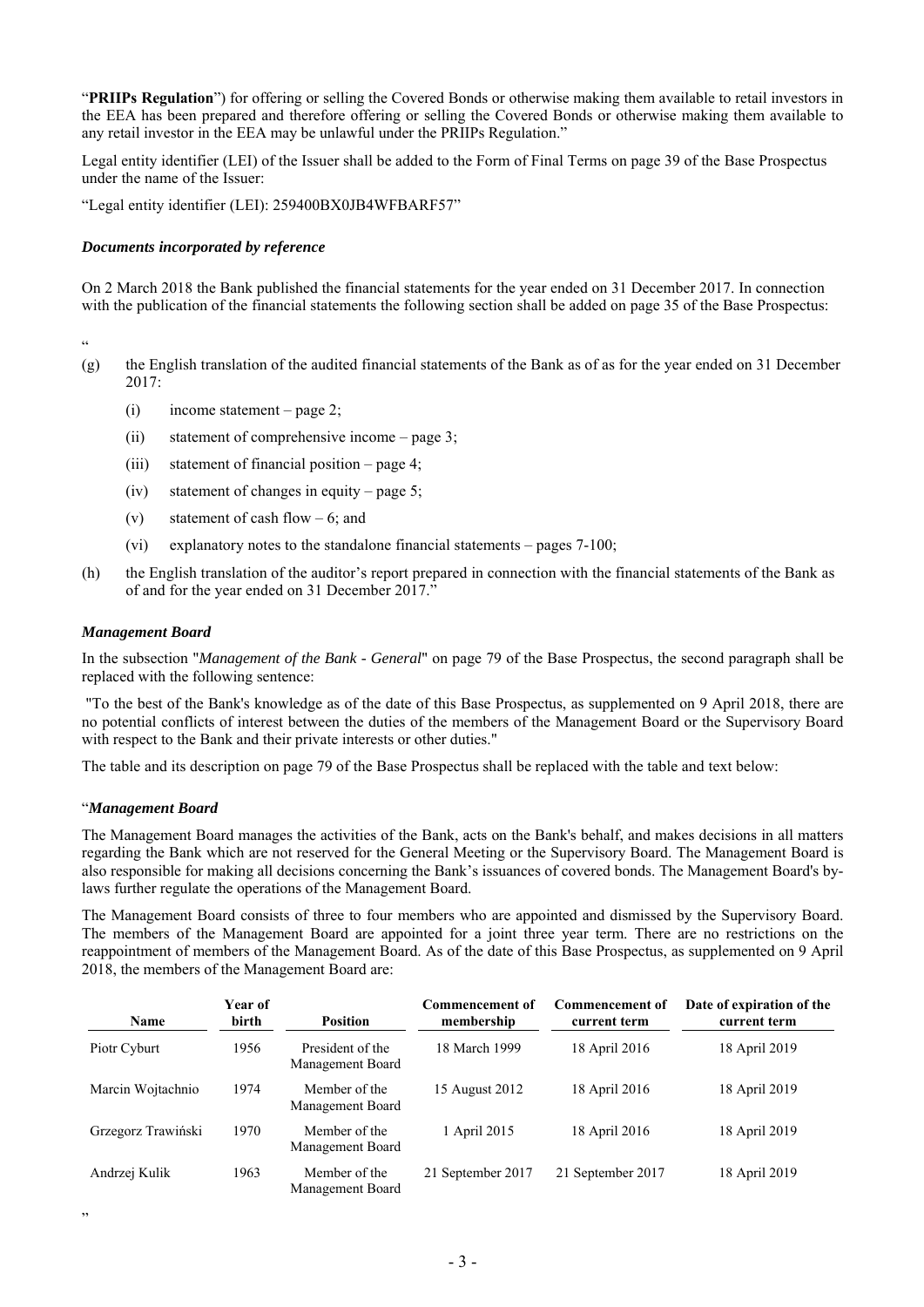"**PRIIPs Regulation**") for offering or selling the Covered Bonds or otherwise making them available to retail investors in the EEA has been prepared and therefore offering or selling the Covered Bonds or otherwise making them available to any retail investor in the EEA may be unlawful under the PRIIPs Regulation."

Legal entity identifier (LEI) of the Issuer shall be added to the Form of Final Terms on page 39 of the Base Prospectus under the name of the Issuer:

"Legal entity identifier (LEI): 259400BX0JB4WFBARF57"

***Documents incorporated by reference***

On 2 March 2018 the Bank published the financial statements for the year ended on 31 December 2017. In connection with the publication of the financial statements the following section shall be added on page 35 of the Base Prospectus:

"

(g) the English translation of the audited financial statements of the Bank as of as for the year ended on 31 December 2017:

   (i) income statement – page 2;

   (ii) statement of comprehensive income – page 3;

   (iii) statement of financial position – page 4;

   (iv) statement of changes in equity – page 5;

   (v) statement of cash flow – 6; and

   (vi) explanatory notes to the standalone financial statements – pages 7-100;

(h) the English translation of the auditor's report prepared in connection with the financial statements of the Bank as of and for the year ended on 31 December 2017."

***Management Board***

In the subsection "*Management of the Bank - General*" on page 79 of the Base Prospectus, the second paragraph shall be replaced with the following sentence:

"To the best of the Bank's knowledge as of the date of this Base Prospectus, as supplemented on 9 April 2018, there are no potential conflicts of interest between the duties of the members of the Management Board or the Supervisory Board with respect to the Bank and their private interests or other duties."

The table and its description on page 79 of the Base Prospectus shall be replaced with the table and text below:

"***Management Board***

The Management Board manages the activities of the Bank, acts on the Bank's behalf, and makes decisions in all matters regarding the Bank which are not reserved for the General Meeting or the Supervisory Board. The Management Board is also responsible for making all decisions concerning the Bank's issuances of covered bonds. The Management Board's by-laws further regulate the operations of the Management Board.

The Management Board consists of three to four members who are appointed and dismissed by the Supervisory Board. The members of the Management Board are appointed for a joint three year term. There are no restrictions on the reappointment of members of the Management Board. As of the date of this Base Prospectus, as supplemented on 9 April 2018, the members of the Management Board are:

| Name | Year of birth | Position | Commencement of membership | Commencement of current term | Date of expiration of the current term |
|---|---|---|---|---|---|
| Piotr Cyburt | 1956 | President of the Management Board | 18 March 1999 | 18 April 2016 | 18 April 2019 |
| Marcin Wojtachnio | 1974 | Member of the Management Board | 15 August 2012 | 18 April 2016 | 18 April 2019 |
| Grzegorz Trawiński | 1970 | Member of the Management Board | 1 April 2015 | 18 April 2016 | 18 April 2019 |
| Andrzej Kulik | 1963 | Member of the Management Board | 21 September 2017 | 21 September 2017 | 18 April 2019 |

"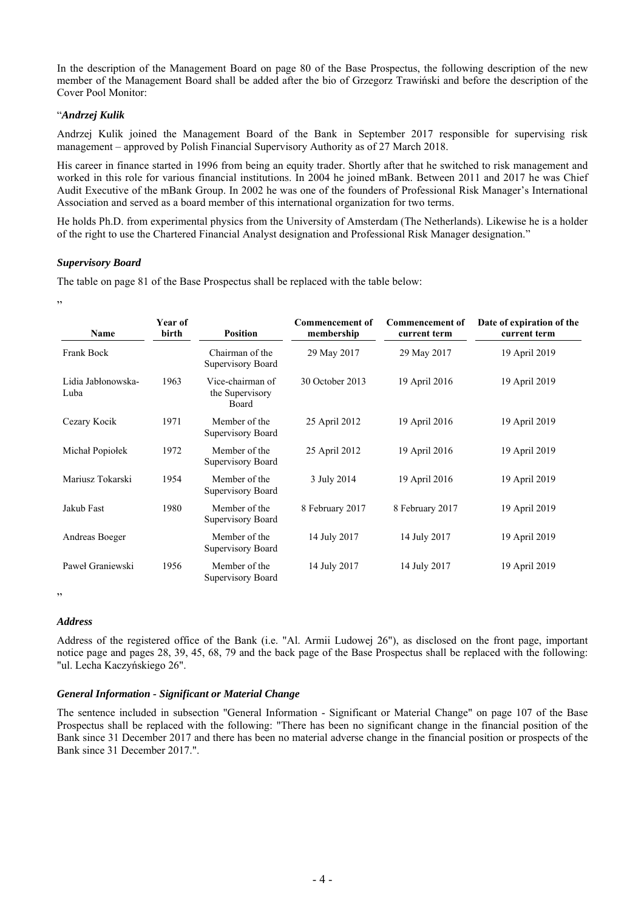In the description of the Management Board on page 80 of the Base Prospectus, the following description of the new member of the Management Board shall be added after the bio of Grzegorz Trawiński and before the description of the Cover Pool Monitor:

"*Andrzej Kulik*

Andrzej Kulik joined the Management Board of the Bank in September 2017 responsible for supervising risk management – approved by Polish Financial Supervisory Authority as of 27 March 2018.

His career in finance started in 1996 from being an equity trader. Shortly after that he switched to risk management and worked in this role for various financial institutions. In 2004 he joined mBank. Between 2011 and 2017 he was Chief Audit Executive of the mBank Group. In 2002 he was one of the founders of Professional Risk Manager's International Association and served as a board member of this international organization for two terms.

He holds Ph.D. from experimental physics from the University of Amsterdam (The Netherlands). Likewise he is a holder of the right to use the Chartered Financial Analyst designation and Professional Risk Manager designation."

### *Supervisory Board*

The table on page 81 of the Base Prospectus shall be replaced with the table below:

"

| Name | Year of birth | Position | Commencement of membership | Commencement of current term | Date of expiration of the current term |
|---|---|---|---|---|---|
| Frank Bock | | Chairman of the Supervisory Board | 29 May 2017 | 29 May 2017 | 19 April 2019 |
| Lidia Jabłonowska-Luba | 1963 | Vice-chairman of the Supervisory Board | 30 October 2013 | 19 April 2016 | 19 April 2019 |
| Cezary Kocik | 1971 | Member of the Supervisory Board | 25 April 2012 | 19 April 2016 | 19 April 2019 |
| Michał Popiołek | 1972 | Member of the Supervisory Board | 25 April 2012 | 19 April 2016 | 19 April 2019 |
| Mariusz Tokarski | 1954 | Member of the Supervisory Board | 3 July 2014 | 19 April 2016 | 19 April 2019 |
| Jakub Fast | 1980 | Member of the Supervisory Board | 8 February 2017 | 8 February 2017 | 19 April 2019 |
| Andreas Boeger | | Member of the Supervisory Board | 14 July 2017 | 14 July 2017 | 19 April 2019 |
| Paweł Graniewski | 1956 | Member of the Supervisory Board | 14 July 2017 | 14 July 2017 | 19 April 2019 |

"

### *Address*

Address of the registered office of the Bank (i.e. "Al. Armii Ludowej 26"), as disclosed on the front page, important notice page and pages 28, 39, 45, 68, 79 and the back page of the Base Prospectus shall be replaced with the following: "ul. Lecha Kaczyńskiego 26".

### *General Information - Significant or Material Change*

The sentence included in subsection "General Information - Significant or Material Change" on page 107 of the Base Prospectus shall be replaced with the following: "There has been no significant change in the financial position of the Bank since 31 December 2017 and there has been no material adverse change in the financial position or prospects of the Bank since 31 December 2017.".